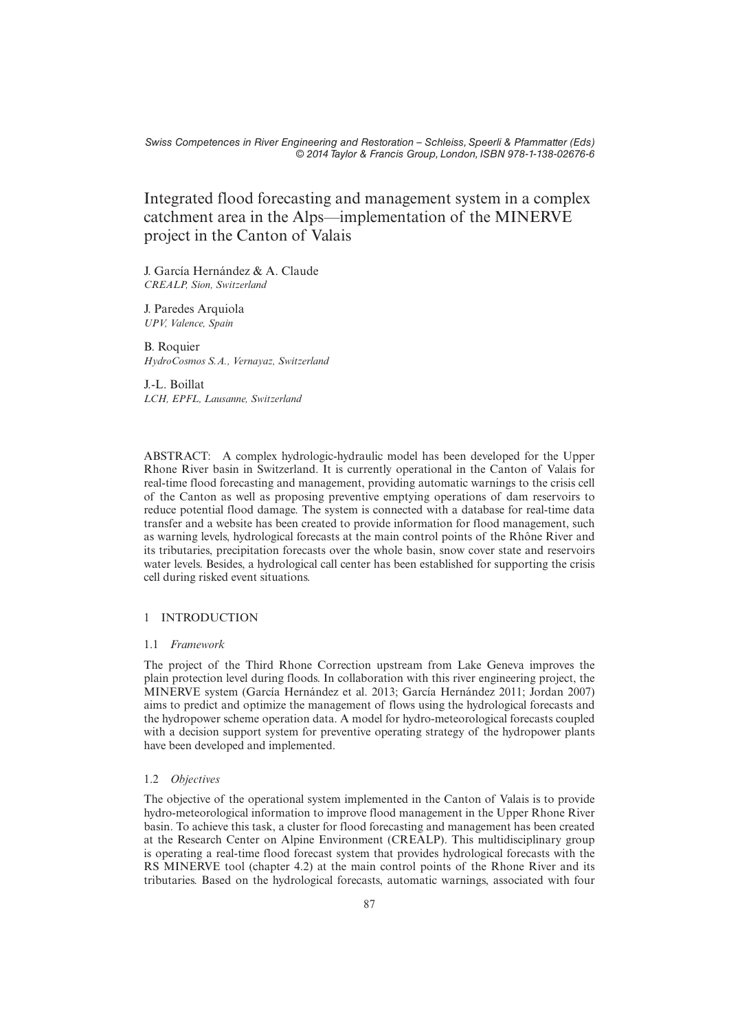# Integrated flood forecasting and management system in a complex catchment area in the Alps—implementation of the MINERVE project in the Canton of Valais

J. García Hernández & A. Claude
*CREALP, Sion, Switzerland*

J. Paredes Arquiola
*UPV, Valence, Spain*

B. Roquier
*HydroCosmos S.A., Vernayaz, Switzerland*

J.-L. Boillat
*LCH, EPFL, Lausanne, Switzerland*

ABSTRACT: A complex hydrologic-hydraulic model has been developed for the Upper Rhone River basin in Switzerland. It is currently operational in the Canton of Valais for real-time flood forecasting and management, providing automatic warnings to the crisis cell of the Canton as well as proposing preventive emptying operations of dam reservoirs to reduce potential flood damage. The system is connected with a database for real-time data transfer and a website has been created to provide information for flood management, such as warning levels, hydrological forecasts at the main control points of the Rhône River and its tributaries, precipitation forecasts over the whole basin, snow cover state and reservoirs water levels. Besides, a hydrological call center has been established for supporting the crisis cell during risked event situations.

## 1 INTRODUCTION

### 1.1 *Framework*

The project of the Third Rhone Correction upstream from Lake Geneva improves the plain protection level during floods. In collaboration with this river engineering project, the MINERVE system (García Hernández et al. 2013; García Hernández 2011; Jordan 2007) aims to predict and optimize the management of flows using the hydrological forecasts and the hydropower scheme operation data. A model for hydro-meteorological forecasts coupled with a decision support system for preventive operating strategy of the hydropower plants have been developed and implemented.

### 1.2 *Objectives*

The objective of the operational system implemented in the Canton of Valais is to provide hydro-meteorological information to improve flood management in the Upper Rhone River basin. To achieve this task, a cluster for flood forecasting and management has been created at the Research Center on Alpine Environment (CREALP). This multidisciplinary group is operating a real-time flood forecast system that provides hydrological forecasts with the RS MINERVE tool (chapter 4.2) at the main control points of the Rhone River and its tributaries. Based on the hydrological forecasts, automatic warnings, associated with four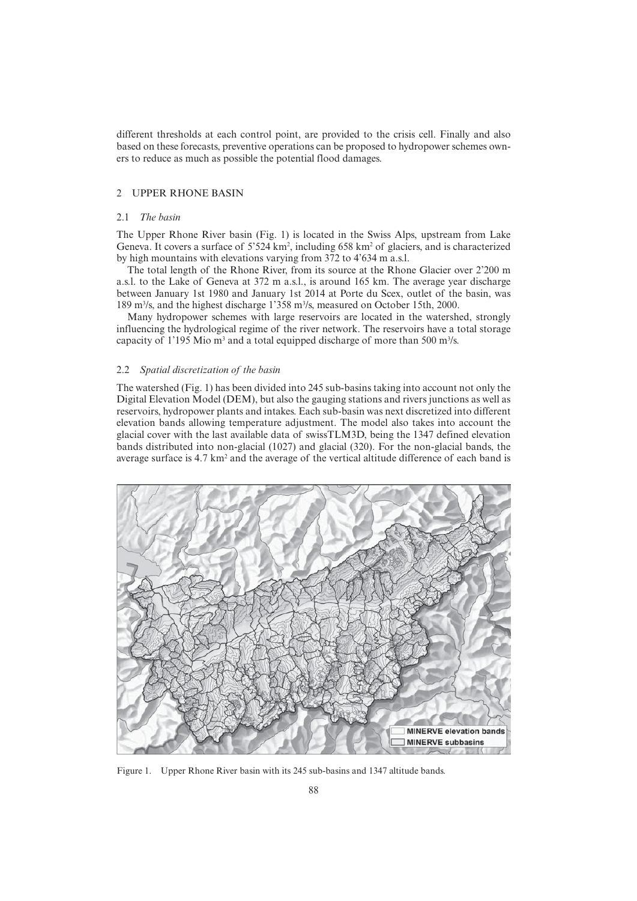different thresholds at each control point, are provided to the crisis cell. Finally and also based on these forecasts, preventive operations can be proposed to hydropower schemes owners to reduce as much as possible the potential flood damages.

## 2 UPPER RHONE BASIN

### 2.1 *The basin*

The Upper Rhone River basin (Fig. 1) is located in the Swiss Alps, upstream from Lake Geneva. It covers a surface of 5'524 km$^2$, including 658 km$^2$ of glaciers, and is characterized by high mountains with elevations varying from 372 to 4'634 m a.s.l.

The total length of the Rhone River, from its source at the Rhone Glacier over 2'200 m a.s.l. to the Lake of Geneva at 372 m a.s.l., is around 165 km. The average year discharge between January 1st 1980 and January 1st 2014 at Porte du Scex, outlet of the basin, was 189 m$^3$/s, and the highest discharge 1'358 m$^3$/s, measured on October 15th, 2000.

Many hydropower schemes with large reservoirs are located in the watershed, strongly influencing the hydrological regime of the river network. The reservoirs have a total storage capacity of 1'195 Mio m$^3$ and a total equipped discharge of more than 500 m$^3$/s.

### 2.2 *Spatial discretization of the basin*

The watershed (Fig. 1) has been divided into 245 sub-basins taking into account not only the Digital Elevation Model (DEM), but also the gauging stations and rivers junctions as well as reservoirs, hydropower plants and intakes. Each sub-basin was next discretized into different elevation bands allowing temperature adjustment. The model also takes into account the glacial cover with the last available data of swissTLM3D, being the 1347 defined elevation bands distributed into non-glacial (1027) and glacial (320). For the non-glacial bands, the average surface is 4.7 km$^2$ and the average of the vertical altitude difference of each band is

Figure 1. Upper Rhone River basin with its 245 sub-basins and 1347 altitude bands.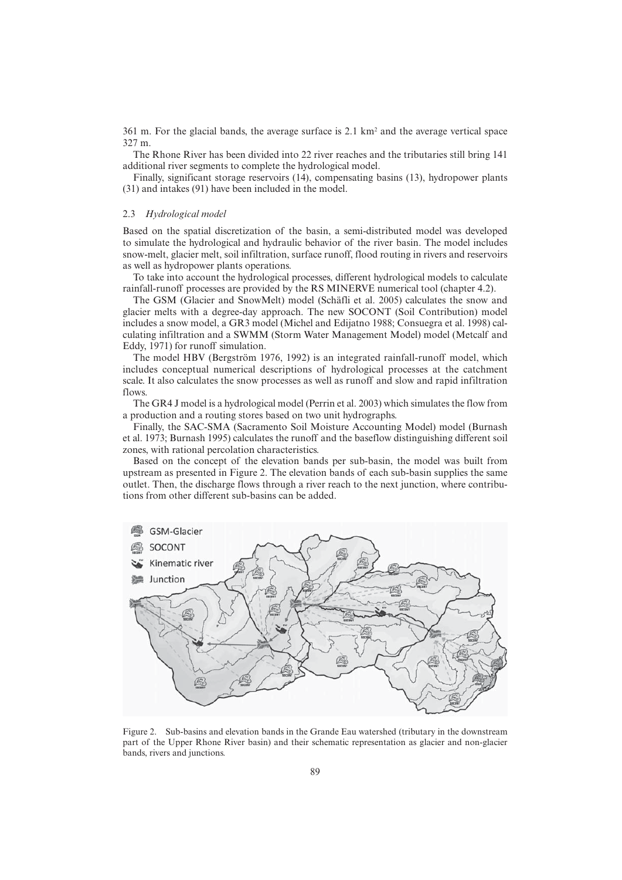361 m. For the glacial bands, the average surface is 2.1 km² and the average vertical space 327 m.

The Rhone River has been divided into 22 river reaches and the tributaries still bring 141 additional river segments to complete the hydrological model.

Finally, significant storage reservoirs (14), compensating basins (13), hydropower plants (31) and intakes (91) have been included in the model.

### 2.3 *Hydrological model*

Based on the spatial discretization of the basin, a semi-distributed model was developed to simulate the hydrological and hydraulic behavior of the river basin. The model includes snow-melt, glacier melt, soil infiltration, surface runoff, flood routing in rivers and reservoirs as well as hydropower plants operations.

To take into account the hydrological processes, different hydrological models to calculate rainfall-runoff processes are provided by the RS MINERVE numerical tool (chapter 4.2).

The GSM (Glacier and SnowMelt) model (Schäfli et al. 2005) calculates the snow and glacier melts with a degree-day approach. The new SOCONT (Soil Contribution) model includes a snow model, a GR3 model (Michel and Edijatno 1988; Consuegra et al. 1998) calculating infiltration and a SWMM (Storm Water Management Model) model (Metcalf and Eddy, 1971) for runoff simulation.

The model HBV (Bergström 1976, 1992) is an integrated rainfall-runoff model, which includes conceptual numerical descriptions of hydrological processes at the catchment scale. It also calculates the snow processes as well as runoff and slow and rapid infiltration flows.

The GR4 J model is a hydrological model (Perrin et al. 2003) which simulates the flow from a production and a routing stores based on two unit hydrographs.

Finally, the SAC-SMA (Sacramento Soil Moisture Accounting Model) model (Burnash et al. 1973; Burnash 1995) calculates the runoff and the baseflow distinguishing different soil zones, with rational percolation characteristics.

Based on the concept of the elevation bands per sub-basin, the model was built from upstream as presented in Figure 2. The elevation bands of each sub-basin supplies the same outlet. Then, the discharge flows through a river reach to the next junction, where contributions from other different sub-basins can be added.

Figure 2. Sub-basins and elevation bands in the Grande Eau watershed (tributary in the downstream part of the Upper Rhone River basin) and their schematic representation as glacier and non-glacier bands, rivers and junctions.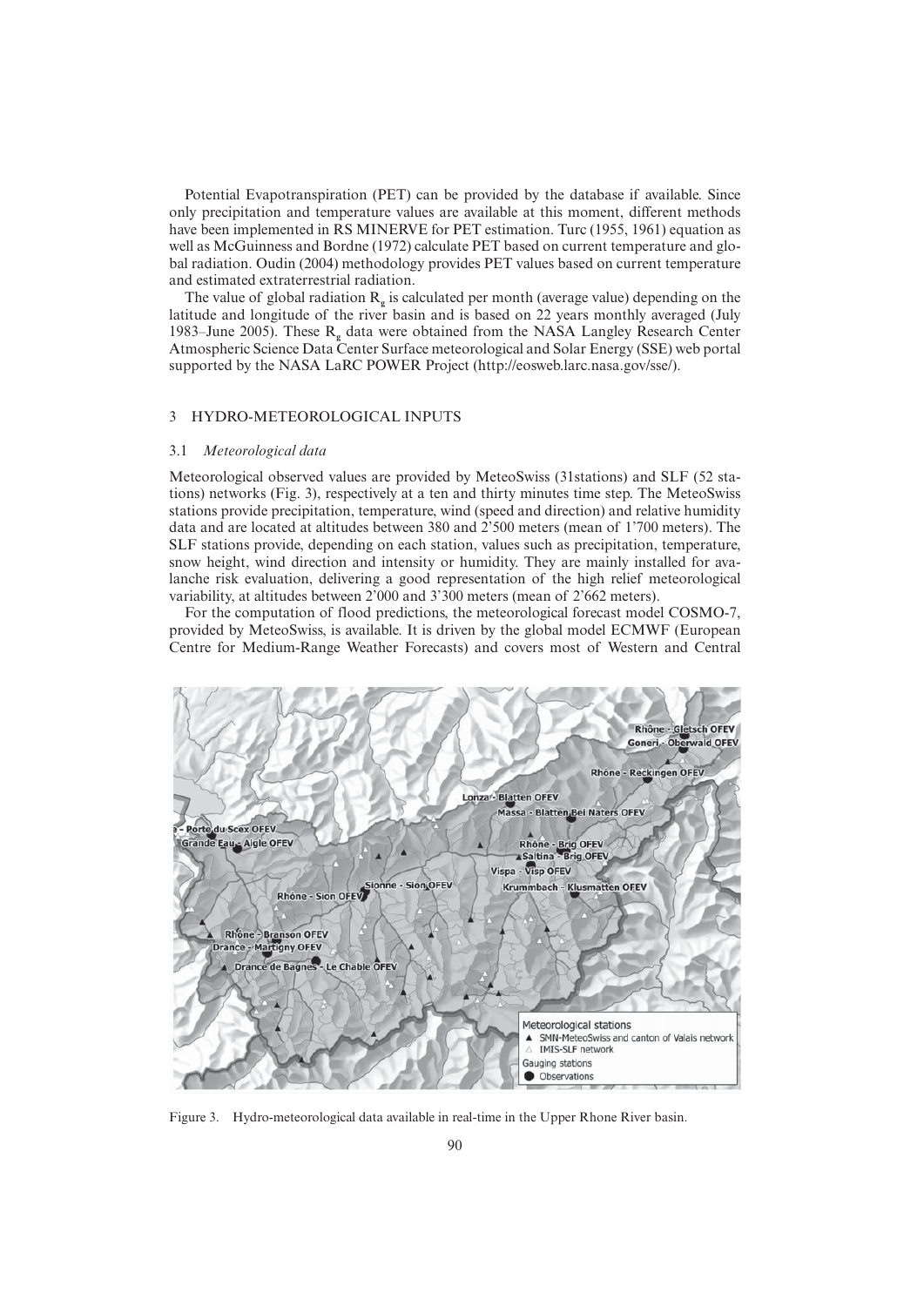Potential Evapotranspiration (PET) can be provided by the database if available. Since only precipitation and temperature values are available at this moment, different methods have been implemented in RS MINERVE for PET estimation. Turc (1955, 1961) equation as well as McGuinness and Bordne (1972) calculate PET based on current temperature and global radiation. Oudin (2004) methodology provides PET values based on current temperature and estimated extraterrestrial radiation.

The value of global radiation $R_g$ is calculated per month (average value) depending on the latitude and longitude of the river basin and is based on 22 years monthly averaged (July 1983–June 2005). These $R_g$ data were obtained from the NASA Langley Research Center Atmospheric Science Data Center Surface meteorological and Solar Energy (SSE) web portal supported by the NASA LaRC POWER Project (http://eosweb.larc.nasa.gov/sse/).

## 3 HYDRO-METEOROLOGICAL INPUTS

### 3.1 *Meteorological data*

Meteorological observed values are provided by MeteoSwiss (31stations) and SLF (52 stations) networks (Fig. 3), respectively at a ten and thirty minutes time step. The MeteoSwiss stations provide precipitation, temperature, wind (speed and direction) and relative humidity data and are located at altitudes between 380 and 2'500 meters (mean of 1'700 meters). The SLF stations provide, depending on each station, values such as precipitation, temperature, snow height, wind direction and intensity or humidity. They are mainly installed for avalanche risk evaluation, delivering a good representation of the high relief meteorological variability, at altitudes between 2'000 and 3'300 meters (mean of 2'662 meters).

For the computation of flood predictions, the meteorological forecast model COSMO-7, provided by MeteoSwiss, is available. It is driven by the global model ECMWF (European Centre for Medium-Range Weather Forecasts) and covers most of Western and Central

Figure 3. Hydro-meteorological data available in real-time in the Upper Rhone River basin.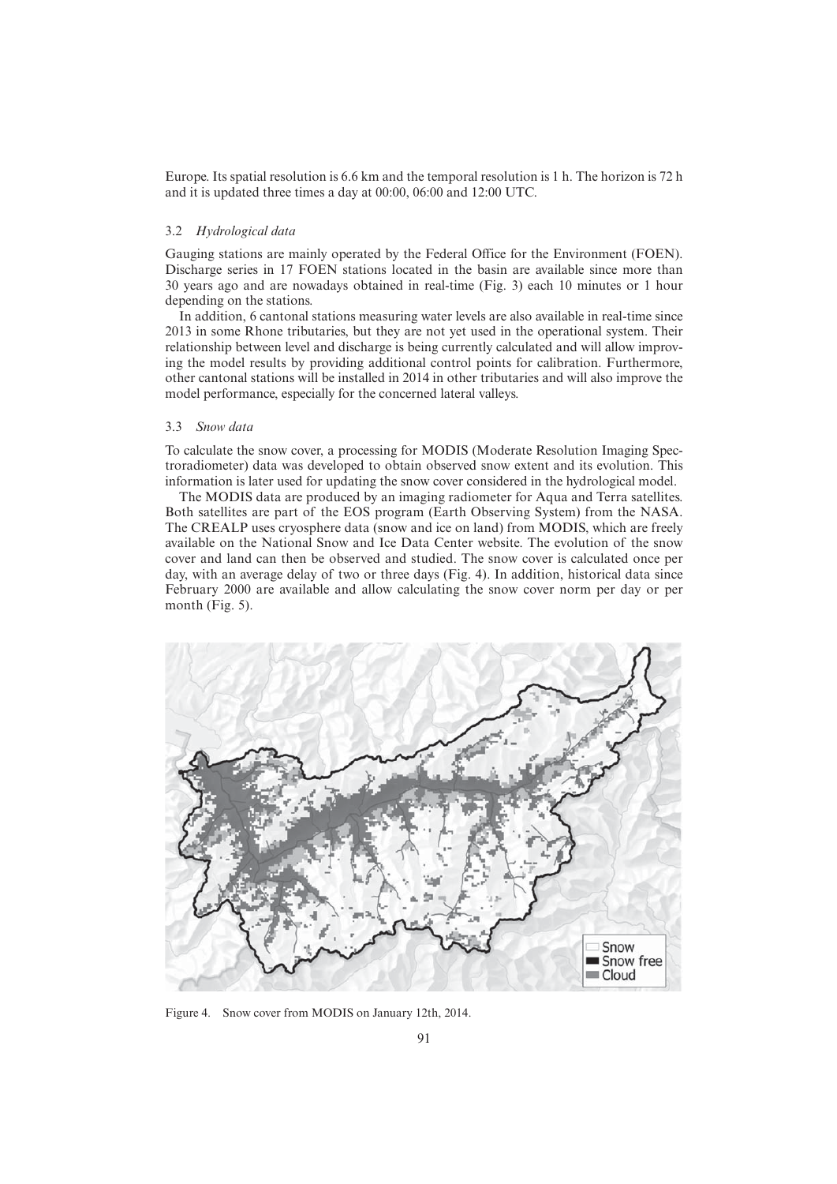Europe. Its spatial resolution is 6.6 km and the temporal resolution is 1 h. The horizon is 72 h and it is updated three times a day at 00:00, 06:00 and 12:00 UTC.

### 3.2 *Hydrological data*

Gauging stations are mainly operated by the Federal Office for the Environment (FOEN). Discharge series in 17 FOEN stations located in the basin are available since more than 30 years ago and are nowadays obtained in real-time (Fig. 3) each 10 minutes or 1 hour depending on the stations.

In addition, 6 cantonal stations measuring water levels are also available in real-time since 2013 in some Rhone tributaries, but they are not yet used in the operational system. Their relationship between level and discharge is being currently calculated and will allow improving the model results by providing additional control points for calibration. Furthermore, other cantonal stations will be installed in 2014 in other tributaries and will also improve the model performance, especially for the concerned lateral valleys.

### 3.3 *Snow data*

To calculate the snow cover, a processing for MODIS (Moderate Resolution Imaging Spectroradiometer) data was developed to obtain observed snow extent and its evolution. This information is later used for updating the snow cover considered in the hydrological model.

The MODIS data are produced by an imaging radiometer for Aqua and Terra satellites. Both satellites are part of the EOS program (Earth Observing System) from the NASA. The CREALP uses cryosphere data (snow and ice on land) from MODIS, which are freely available on the National Snow and Ice Data Center website. The evolution of the snow cover and land can then be observed and studied. The snow cover is calculated once per day, with an average delay of two or three days (Fig. 4). In addition, historical data since February 2000 are available and allow calculating the snow cover norm per day or per month (Fig. 5).

Figure 4. Snow cover from MODIS on January 12th, 2014.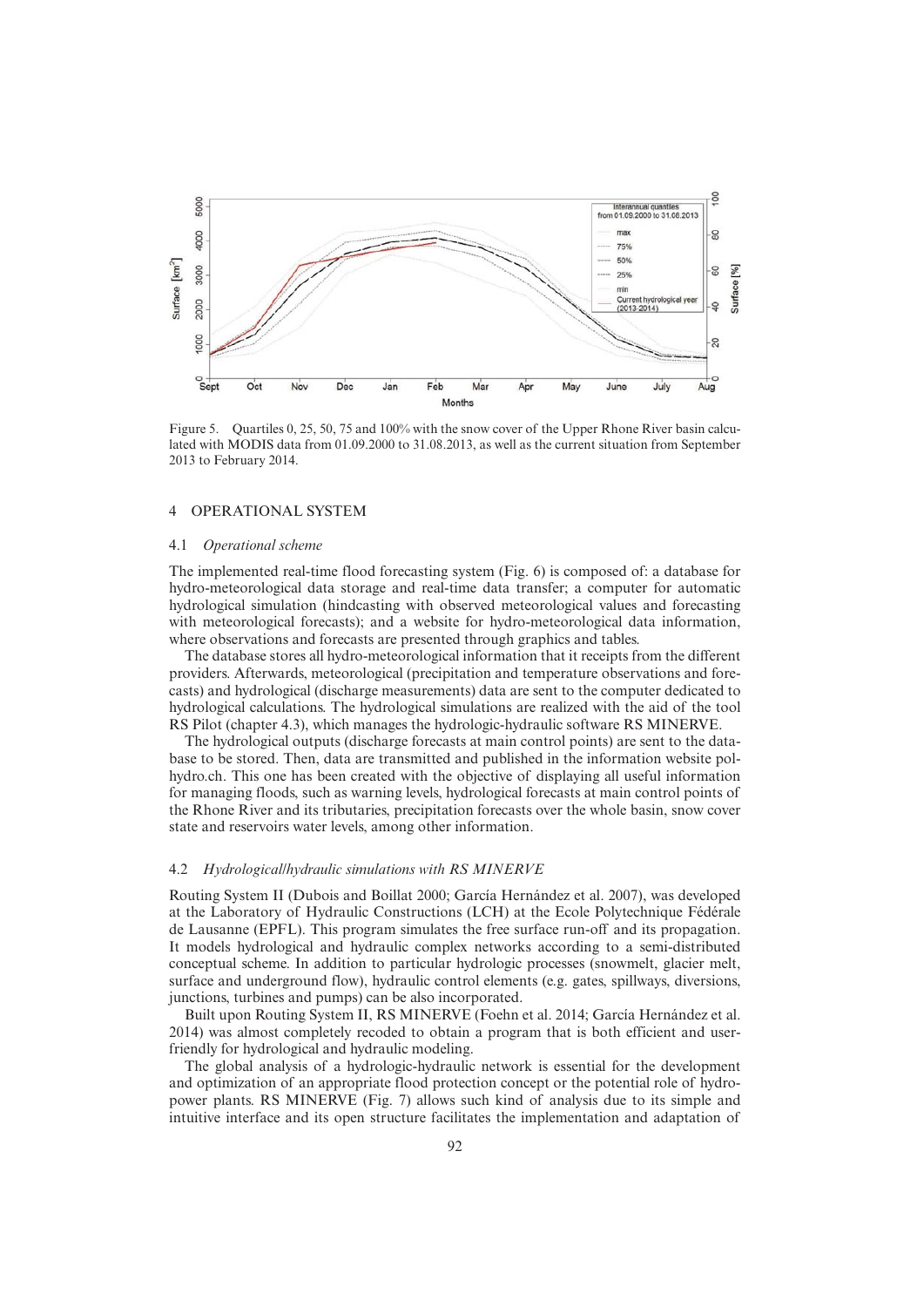Surface [km²]
0 1000 2000 3000 4000 5000

Surface [%]
0 20 40 60 80 100

Sept Oct Nov Dec Jan Feb Mar Apr May June July Aug

Months

Interannual quantiles
from 01.09.2000 to 31.08.2013
max
75%
50%
25%
min
Current hydrological year (2013-2014)

Figure 5. Quartiles 0, 25, 50, 75 and 100% with the snow cover of the Upper Rhone River basin calculated with MODIS data from 01.09.2000 to 31.08.2013, as well as the current situation from September 2013 to February 2014.

## 4 OPERATIONAL SYSTEM

### 4.1 *Operational scheme*

The implemented real-time flood forecasting system (Fig. 6) is composed of: a database for hydro-meteorological data storage and real-time data transfer; a computer for automatic hydrological simulation (hindcasting with observed meteorological values and forecasting with meteorological forecasts); and a website for hydro-meteorological data information, where observations and forecasts are presented through graphics and tables.

The database stores all hydro-meteorological information that it receipts from the different providers. Afterwards, meteorological (precipitation and temperature observations and forecasts) and hydrological (discharge measurements) data are sent to the computer dedicated to hydrological calculations. The hydrological simulations are realized with the aid of the tool RS Pilot (chapter 4.3), which manages the hydrologic-hydraulic software RS MINERVE.

The hydrological outputs (discharge forecasts at main control points) are sent to the database to be stored. Then, data are transmitted and published in the information website pol-hydro.ch. This one has been created with the objective of displaying all useful information for managing floods, such as warning levels, hydrological forecasts at main control points of the Rhone River and its tributaries, precipitation forecasts over the whole basin, snow cover state and reservoirs water levels, among other information.

### 4.2 *Hydrological/hydraulic simulations with RS MINERVE*

Routing System II (Dubois and Boillat 2000; García Hernández et al. 2007), was developed at the Laboratory of Hydraulic Constructions (LCH) at the Ecole Polytechnique Fédérale de Lausanne (EPFL). This program simulates the free surface run-off and its propagation. It models hydrological and hydraulic complex networks according to a semi-distributed conceptual scheme. In addition to particular hydrologic processes (snowmelt, glacier melt, surface and underground flow), hydraulic control elements (e.g. gates, spillways, diversions, junctions, turbines and pumps) can be also incorporated.

Built upon Routing System II, RS MINERVE (Foehn et al. 2014; García Hernández et al. 2014) was almost completely recoded to obtain a program that is both efficient and user-friendly for hydrological and hydraulic modeling.

The global analysis of a hydrologic-hydraulic network is essential for the development and optimization of an appropriate flood protection concept or the potential role of hydropower plants. RS MINERVE (Fig. 7) allows such kind of analysis due to its simple and intuitive interface and its open structure facilitates the implementation and adaptation of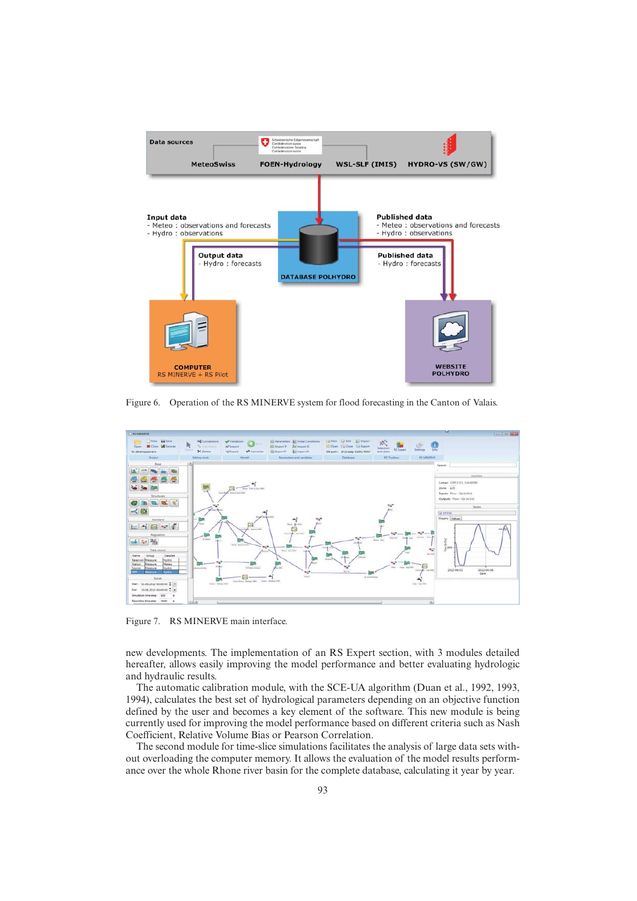Figure 6. Operation of the RS MINERVE system for flood forecasting in the Canton of Valais.

Figure 7. RS MINERVE main interface.

new developments. The implementation of an RS Expert section, with 3 modules detailed hereafter, allows easily improving the model performance and better evaluating hydrologic and hydraulic results.

The automatic calibration module, with the SCE-UA algorithm (Duan et al., 1992, 1993, 1994), calculates the best set of hydrological parameters depending on an objective function defined by the user and becomes a key element of the software. This new module is being currently used for improving the model performance based on different criteria such as Nash Coefficient, Relative Volume Bias or Pearson Correlation.

The second module for time-slice simulations facilitates the analysis of large data sets without overloading the computer memory. It allows the evaluation of the model results performance over the whole Rhone river basin for the complete database, calculating it year by year.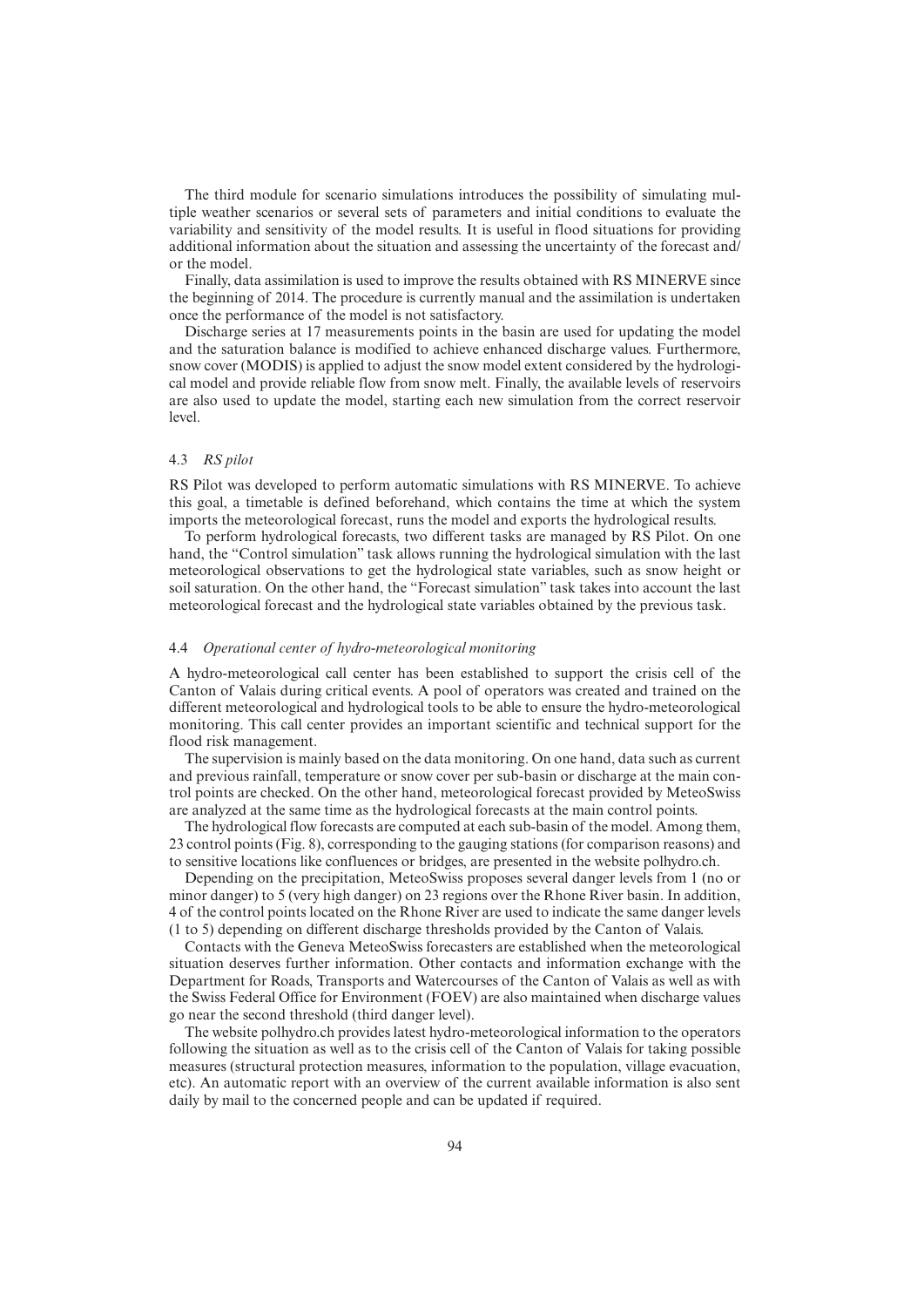The third module for scenario simulations introduces the possibility of simulating multiple weather scenarios or several sets of parameters and initial conditions to evaluate the variability and sensitivity of the model results. It is useful in flood situations for providing additional information about the situation and assessing the uncertainty of the forecast and/or the model.

Finally, data assimilation is used to improve the results obtained with RS MINERVE since the beginning of 2014. The procedure is currently manual and the assimilation is undertaken once the performance of the model is not satisfactory.

Discharge series at 17 measurements points in the basin are used for updating the model and the saturation balance is modified to achieve enhanced discharge values. Furthermore, snow cover (MODIS) is applied to adjust the snow model extent considered by the hydrological model and provide reliable flow from snow melt. Finally, the available levels of reservoirs are also used to update the model, starting each new simulation from the correct reservoir level.

### 4.3 *RS pilot*

RS Pilot was developed to perform automatic simulations with RS MINERVE. To achieve this goal, a timetable is defined beforehand, which contains the time at which the system imports the meteorological forecast, runs the model and exports the hydrological results.

To perform hydrological forecasts, two different tasks are managed by RS Pilot. On one hand, the "Control simulation" task allows running the hydrological simulation with the last meteorological observations to get the hydrological state variables, such as snow height or soil saturation. On the other hand, the "Forecast simulation" task takes into account the last meteorological forecast and the hydrological state variables obtained by the previous task.

### 4.4 *Operational center of hydro-meteorological monitoring*

A hydro-meteorological call center has been established to support the crisis cell of the Canton of Valais during critical events. A pool of operators was created and trained on the different meteorological and hydrological tools to be able to ensure the hydro-meteorological monitoring. This call center provides an important scientific and technical support for the flood risk management.

The supervision is mainly based on the data monitoring. On one hand, data such as current and previous rainfall, temperature or snow cover per sub-basin or discharge at the main control points are checked. On the other hand, meteorological forecast provided by MeteoSwiss are analyzed at the same time as the hydrological forecasts at the main control points.

The hydrological flow forecasts are computed at each sub-basin of the model. Among them, 23 control points (Fig. 8), corresponding to the gauging stations (for comparison reasons) and to sensitive locations like confluences or bridges, are presented in the website polhydro.ch.

Depending on the precipitation, MeteoSwiss proposes several danger levels from 1 (no or minor danger) to 5 (very high danger) on 23 regions over the Rhone River basin. In addition, 4 of the control points located on the Rhone River are used to indicate the same danger levels (1 to 5) depending on different discharge thresholds provided by the Canton of Valais.

Contacts with the Geneva MeteoSwiss forecasters are established when the meteorological situation deserves further information. Other contacts and information exchange with the Department for Roads, Transports and Watercourses of the Canton of Valais as well as with the Swiss Federal Office for Environment (FOEV) are also maintained when discharge values go near the second threshold (third danger level).

The website polhydro.ch provides latest hydro-meteorological information to the operators following the situation as well as to the crisis cell of the Canton of Valais for taking possible measures (structural protection measures, information to the population, village evacuation, etc). An automatic report with an overview of the current available information is also sent daily by mail to the concerned people and can be updated if required.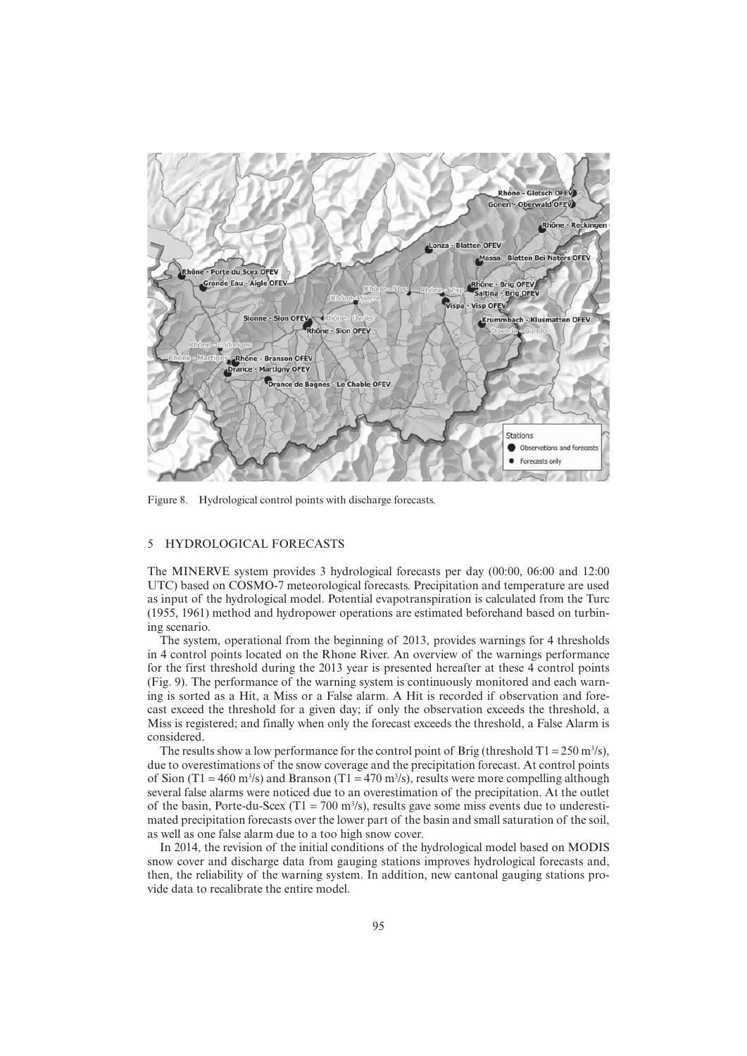Figure 8. Hydrological control points with discharge forecasts.

## 5 HYDROLOGICAL FORECASTS

The MINERVE system provides 3 hydrological forecasts per day (00:00, 06:00 and 12:00 UTC) based on COSMO-7 meteorological forecasts. Precipitation and temperature are used as input of the hydrological model. Potential evapotranspiration is calculated from the Turc (1955, 1961) method and hydropower operations are estimated beforehand based on turbining scenario.

The system, operational from the beginning of 2013, provides warnings for 4 thresholds in 4 control points located on the Rhone River. An overview of the warnings performance for the first threshold during the 2013 year is presented hereafter at these 4 control points (Fig. 9). The performance of the warning system is continuously monitored and each warning is sorted as a Hit, a Miss or a False alarm. A Hit is recorded if observation and forecast exceed the threshold for a given day; if only the observation exceeds the threshold, a Miss is registered; and finally when only the forecast exceeds the threshold, a False Alarm is considered.

The results show a low performance for the control point of Brig (threshold $T1 = 250\ m^3/s$), due to overestimations of the snow coverage and the precipitation forecast. At control points of Sion ($T1 = 460\ m^3/s$) and Branson ($T1 = 470\ m^3/s$), results were more compelling although several false alarms were noticed due to an overestimation of the precipitation. At the outlet of the basin, Porte-du-Scex ($T1 = 700\ m^3/s$), results gave some miss events due to underestimated precipitation forecasts over the lower part of the basin and small saturation of the soil, as well as one false alarm due to a too high snow cover.

In 2014, the revision of the initial conditions of the hydrological model based on MODIS snow cover and discharge data from gauging stations improves hydrological forecasts and, then, the reliability of the warning system. In addition, new cantonal gauging stations provide data to recalibrate the entire model.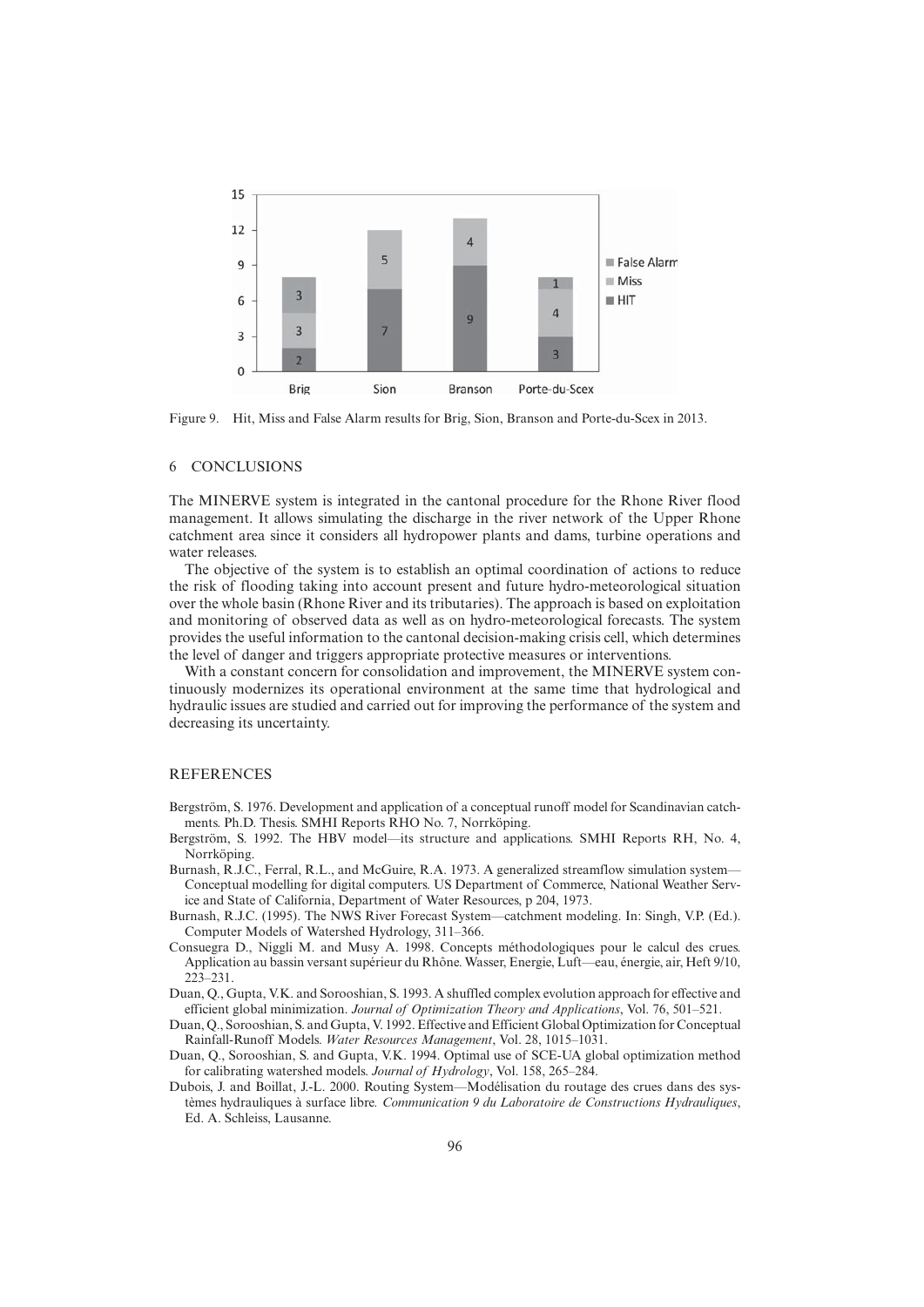Figure 9. Hit, Miss and False Alarm results for Brig, Sion, Branson and Porte-du-Scex in 2013.

## 6 CONCLUSIONS

The MINERVE system is integrated in the cantonal procedure for the Rhone River flood management. It allows simulating the discharge in the river network of the Upper Rhone catchment area since it considers all hydropower plants and dams, turbine operations and water releases.

The objective of the system is to establish an optimal coordination of actions to reduce the risk of flooding taking into account present and future hydro-meteorological situation over the whole basin (Rhone River and its tributaries). The approach is based on exploitation and monitoring of observed data as well as on hydro-meteorological forecasts. The system provides the useful information to the cantonal decision-making crisis cell, which determines the level of danger and triggers appropriate protective measures or interventions.

With a constant concern for consolidation and improvement, the MINERVE system continuously modernizes its operational environment at the same time that hydrological and hydraulic issues are studied and carried out for improving the performance of the system and decreasing its uncertainty.

## REFERENCES

Bergström, S. 1976. Development and application of a conceptual runoff model for Scandinavian catchments. Ph.D. Thesis. SMHI Reports RHO No. 7, Norrköping.

Bergström, S. 1992. The HBV model—its structure and applications. SMHI Reports RH, No. 4, Norrköping.

Burnash, R.J.C., Ferral, R.L., and McGuire, R.A. 1973. A generalized streamflow simulation system—Conceptual modelling for digital computers. US Department of Commerce, National Weather Service and State of California, Department of Water Resources, p 204, 1973.

Burnash, R.J.C. (1995). The NWS River Forecast System—catchment modeling. In: Singh, V.P. (Ed.). Computer Models of Watershed Hydrology, 311–366.

Consuegra D., Niggli M. and Musy A. 1998. Concepts méthodologiques pour le calcul des crues. Application au bassin versant supérieur du Rhône. Wasser, Energie, Luft—eau, énergie, air, Heft 9/10, 223–231.

Duan, Q., Gupta, V.K. and Sorooshian, S. 1993. A shuffled complex evolution approach for effective and efficient global minimization. *Journal of Optimization Theory and Applications*, Vol. 76, 501–521.

Duan, Q., Sorooshian, S. and Gupta, V. 1992. Effective and Efficient Global Optimization for Conceptual Rainfall-Runoff Models. *Water Resources Management*, Vol. 28, 1015–1031.

Duan, Q., Sorooshian, S. and Gupta, V.K. 1994. Optimal use of SCE-UA global optimization method for calibrating watershed models. *Journal of Hydrology*, Vol. 158, 265–284.

Dubois, J. and Boillat, J.-L. 2000. Routing System—Modélisation du routage des crues dans des systèmes hydrauliques à surface libre. *Communication 9 du Laboratoire de Constructions Hydrauliques*, Ed. A. Schleiss, Lausanne.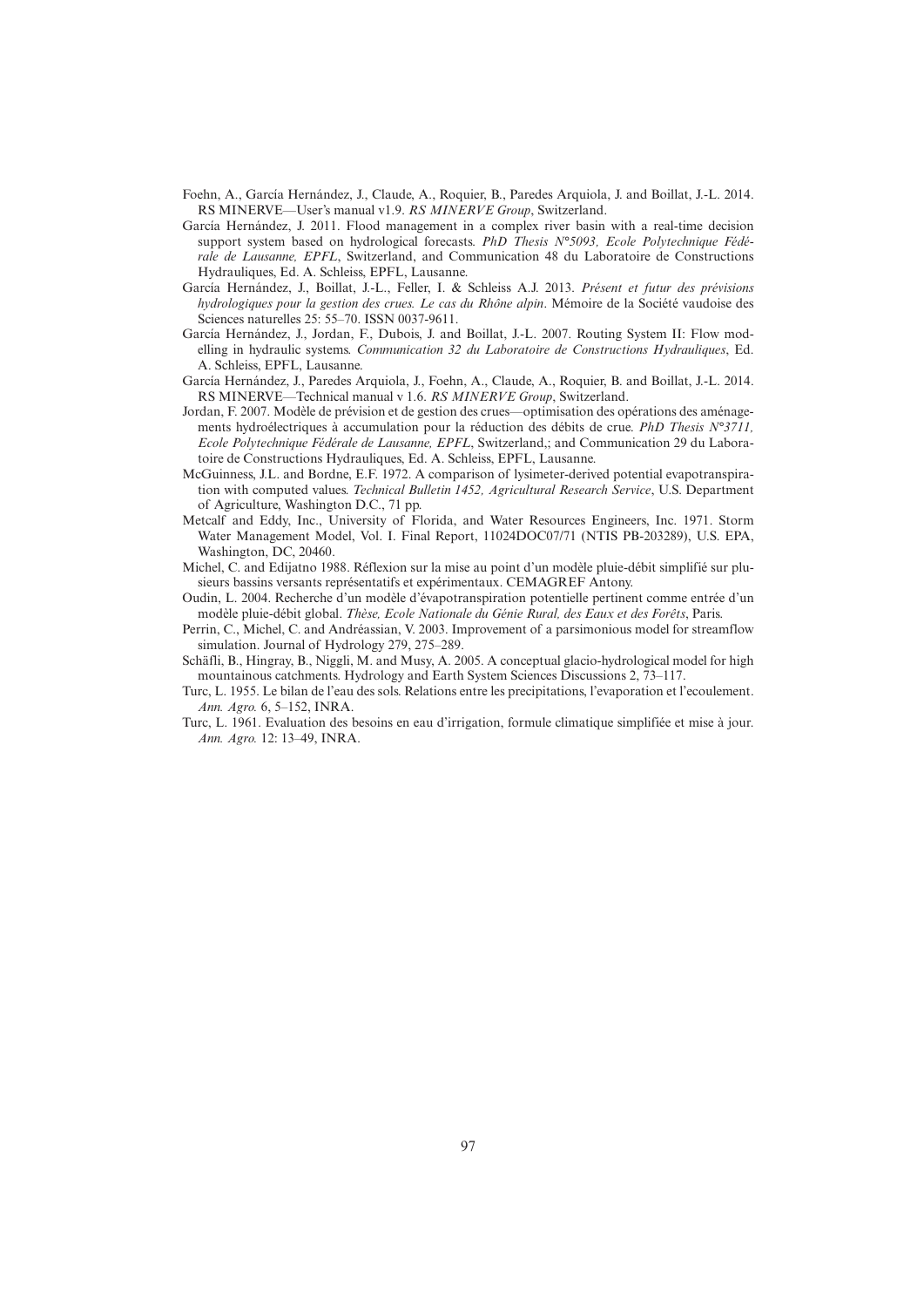Foehn, A., García Hernández, J., Claude, A., Roquier, B., Paredes Arquiola, J. and Boillat, J.-L. 2014. RS MINERVE—User's manual v1.9. *RS MINERVE Group*, Switzerland.

García Hernández, J. 2011. Flood management in a complex river basin with a real-time decision support system based on hydrological forecasts. *PhD Thesis N°5093, Ecole Polytechnique Fédérale de Lausanne, EPFL*, Switzerland, and Communication 48 du Laboratoire de Constructions Hydrauliques, Ed. A. Schleiss, EPFL, Lausanne.

García Hernández, J., Boillat, J.-L., Feller, I. & Schleiss A.J. 2013. *Présent et futur des prévisions hydrologiques pour la gestion des crues. Le cas du Rhône alpin*. Mémoire de la Société vaudoise des Sciences naturelles 25: 55–70. ISSN 0037-9611.

García Hernández, J., Jordan, F., Dubois, J. and Boillat, J.-L. 2007. Routing System II: Flow modelling in hydraulic systems. *Communication 32 du Laboratoire de Constructions Hydrauliques*, Ed. A. Schleiss, EPFL, Lausanne.

García Hernández, J., Paredes Arquiola, J., Foehn, A., Claude, A., Roquier, B. and Boillat, J.-L. 2014. RS MINERVE—Technical manual v 1.6. *RS MINERVE Group*, Switzerland.

Jordan, F. 2007. Modèle de prévision et de gestion des crues—optimisation des opérations des aménagements hydroélectriques à accumulation pour la réduction des débits de crue. *PhD Thesis N°3711, Ecole Polytechnique Fédérale de Lausanne, EPFL*, Switzerland,; and Communication 29 du Laboratoire de Constructions Hydrauliques, Ed. A. Schleiss, EPFL, Lausanne.

McGuinness, J.L. and Bordne, E.F. 1972. A comparison of lysimeter-derived potential evapotranspiration with computed values. *Technical Bulletin 1452, Agricultural Research Service*, U.S. Department of Agriculture, Washington D.C., 71 pp.

Metcalf and Eddy, Inc., University of Florida, and Water Resources Engineers, Inc. 1971. Storm Water Management Model, Vol. I. Final Report, 11024DOC07/71 (NTIS PB-203289), U.S. EPA, Washington, DC, 20460.

Michel, C. and Edijatno 1988. Réflexion sur la mise au point d'un modèle pluie-débit simplifié sur plusieurs bassins versants représentatifs et expérimentaux. CEMAGREF Antony.

Oudin, L. 2004. Recherche d'un modèle d'évapotranspiration potentielle pertinent comme entrée d'un modèle pluie-débit global. *Thèse, Ecole Nationale du Génie Rural, des Eaux et des Forêts*, Paris.

Perrin, C., Michel, C. and Andréassian, V. 2003. Improvement of a parsimonious model for streamflow simulation. Journal of Hydrology 279, 275–289.

Schäfli, B., Hingray, B., Niggli, M. and Musy, A. 2005. A conceptual glacio-hydrological model for high mountainous catchments. Hydrology and Earth System Sciences Discussions 2, 73–117.

Turc, L. 1955. Le bilan de l'eau des sols. Relations entre les précipitations, l'evaporation et l'ecoulement. *Ann. Agro.* 6, 5–152, INRA.

Turc, L. 1961. Evaluation des besoins en eau d'irrigation, formule climatique simplifiée et mise à jour. *Ann. Agro.* 12: 13–49, INRA.